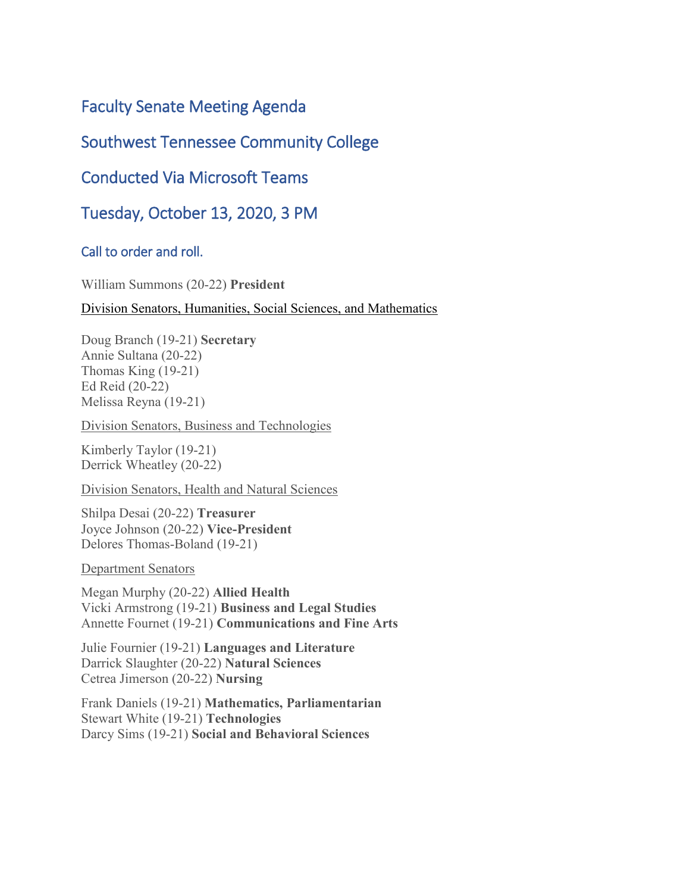# Faculty Senate Meeting Agenda

# Southwest Tennessee Community College

# Conducted Via Microsoft Teams

# Tuesday, October 13, 2020, 3 PM

## Call to order and roll.

William Summons (20-22) **President**

Division Senators, Humanities, Social Sciences, and Mathematics

Doug Branch (19-21) **Secretary**
Annie Sultana (20-22)
Thomas King (19-21)
Ed Reid (20-22)
Melissa Reyna (19-21)

Division Senators, Business and Technologies

Kimberly Taylor (19-21)
Derrick Wheatley (20-22)

Division Senators, Health and Natural Sciences

Shilpa Desai (20-22) **Treasurer**
Joyce Johnson (20-22) **Vice-President**
Delores Thomas-Boland (19-21)

Department Senators

Megan Murphy (20-22) **Allied Health**
Vicki Armstrong (19-21) **Business and Legal Studies**
Annette Fournet (19-21) **Communications and Fine Arts**

Julie Fournier (19-21) **Languages and Literature**
Darrick Slaughter (20-22) **Natural Sciences**
Cetrea Jimerson (20-22) **Nursing**

Frank Daniels (19-21) **Mathematics, Parliamentarian**
Stewart White (19-21) **Technologies**
Darcy Sims (19-21) **Social and Behavioral Sciences**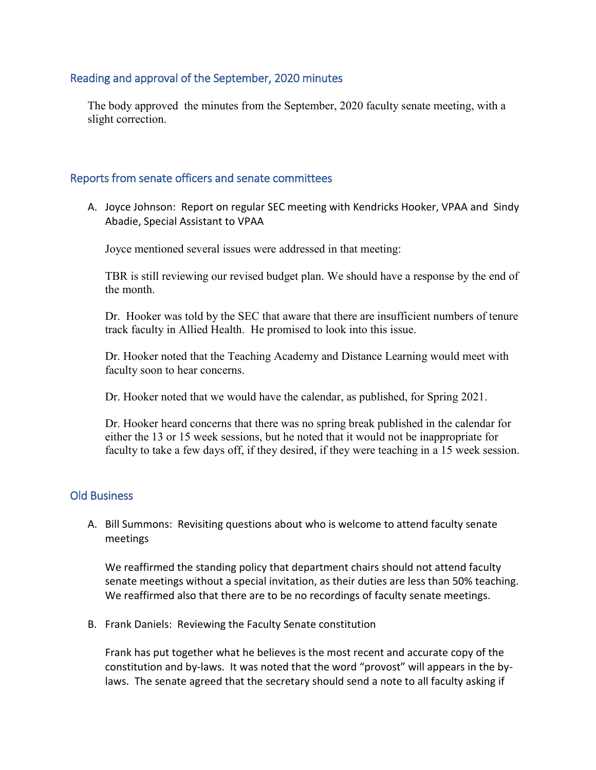## Reading and approval of the September, 2020 minutes

The body approved the minutes from the September, 2020 faculty senate meeting, with a slight correction.

## Reports from senate officers and senate committees

A. Joyce Johnson: Report on regular SEC meeting with Kendricks Hooker, VPAA and Sindy Abadie, Special Assistant to VPAA

   Joyce mentioned several issues were addressed in that meeting:

   TBR is still reviewing our revised budget plan. We should have a response by the end of the month.

   Dr. Hooker was told by the SEC that aware that there are insufficient numbers of tenure track faculty in Allied Health. He promised to look into this issue.

   Dr. Hooker noted that the Teaching Academy and Distance Learning would meet with faculty soon to hear concerns.

   Dr. Hooker noted that we would have the calendar, as published, for Spring 2021.

   Dr. Hooker heard concerns that there was no spring break published in the calendar for either the 13 or 15 week sessions, but he noted that it would not be inappropriate for faculty to take a few days off, if they desired, if they were teaching in a 15 week session.

## Old Business

A. Bill Summons: Revisiting questions about who is welcome to attend faculty senate meetings

   We reaffirmed the standing policy that department chairs should not attend faculty senate meetings without a special invitation, as their duties are less than 50% teaching. We reaffirmed also that there are to be no recordings of faculty senate meetings.

B. Frank Daniels: Reviewing the Faculty Senate constitution

   Frank has put together what he believes is the most recent and accurate copy of the constitution and by-laws. It was noted that the word "provost" will appears in the by-laws. The senate agreed that the secretary should send a note to all faculty asking if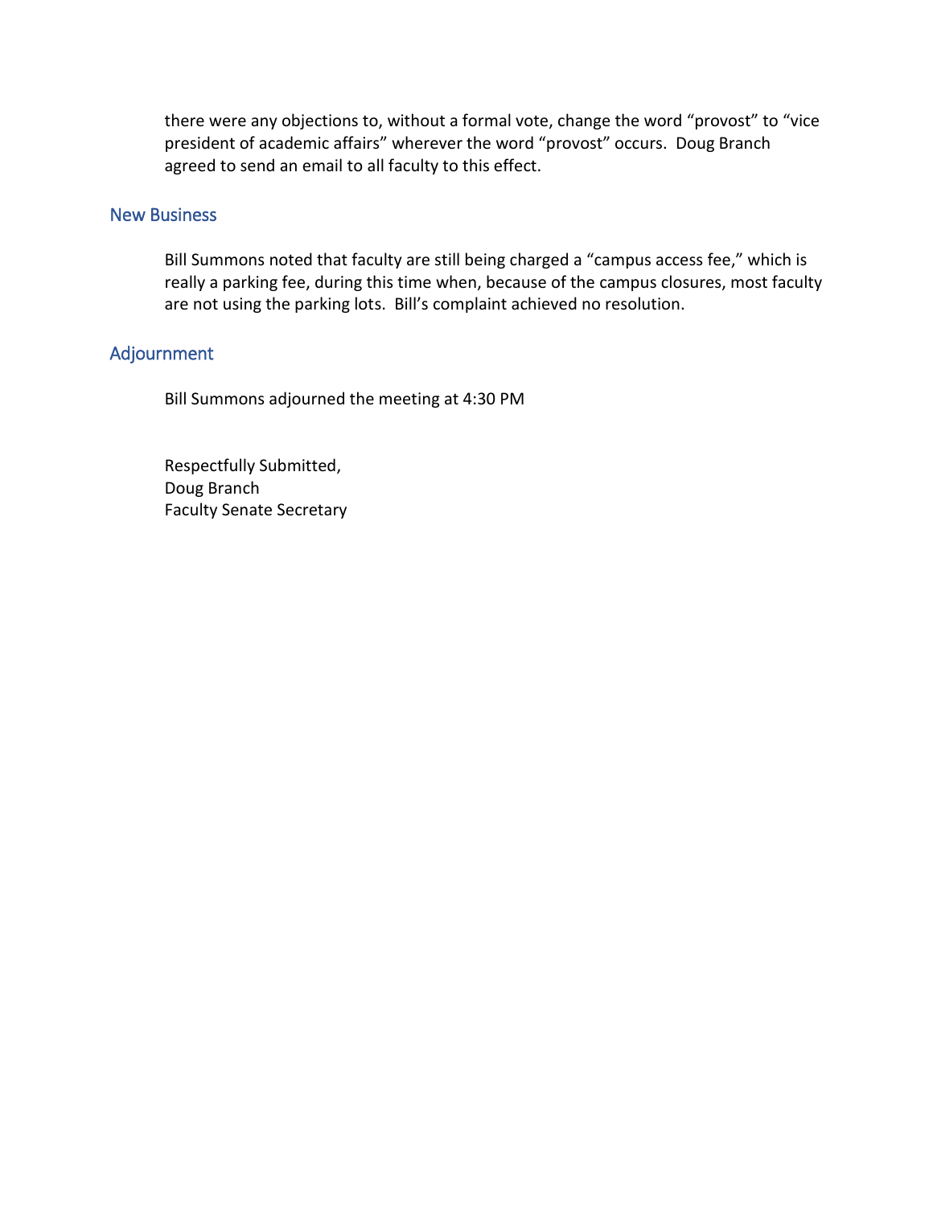there were any objections to, without a formal vote, change the word "provost" to "vice president of academic affairs" wherever the word "provost" occurs. Doug Branch agreed to send an email to all faculty to this effect.

## New Business

Bill Summons noted that faculty are still being charged a "campus access fee," which is really a parking fee, during this time when, because of the campus closures, most faculty are not using the parking lots. Bill's complaint achieved no resolution.

## Adjournment

Bill Summons adjourned the meeting at 4:30 PM

Respectfully Submitted,
Doug Branch
Faculty Senate Secretary